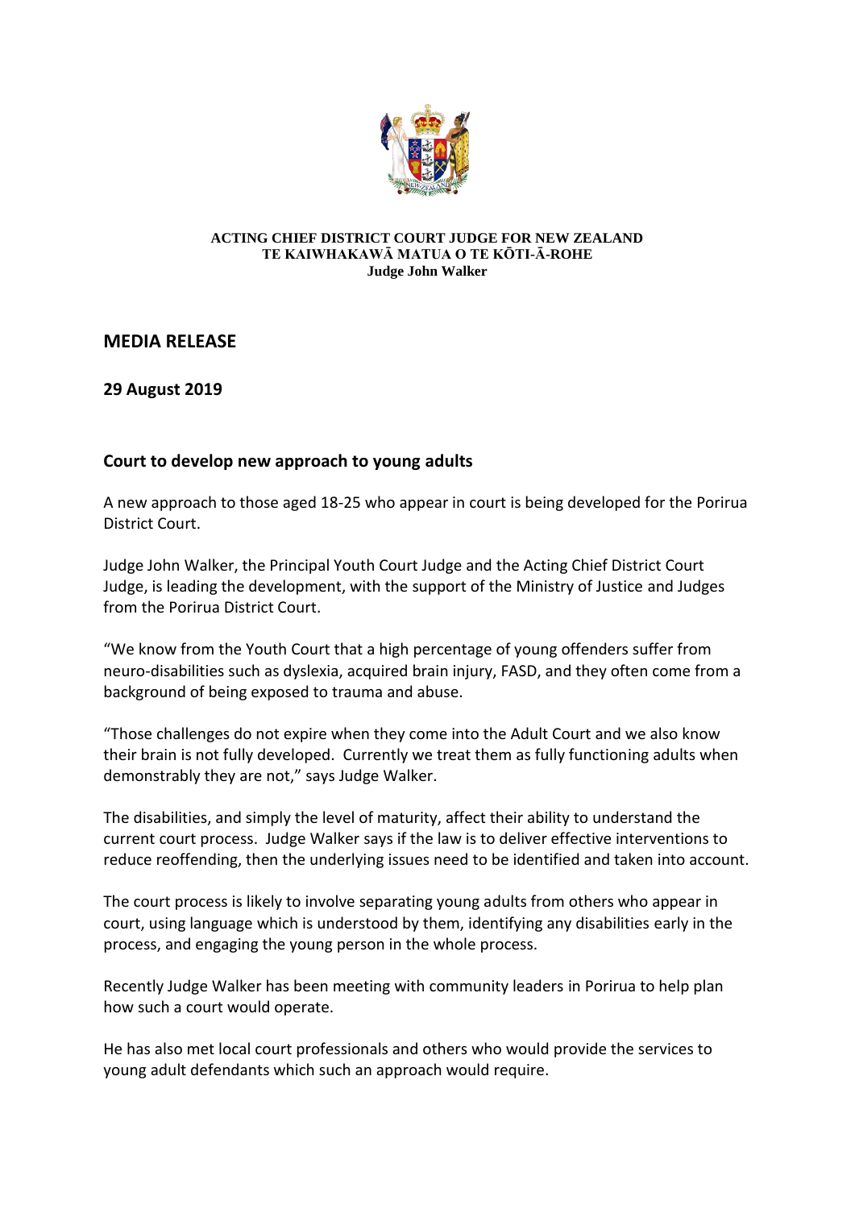**ACTING CHIEF DISTRICT COURT JUDGE FOR NEW ZEALAND**
**TE KAIWHAKAWĀ MATUA O TE KŌTI-Ā-ROHE**
**Judge John Walker**

## MEDIA RELEASE

**29 August 2019**

### Court to develop new approach to young adults

A new approach to those aged 18-25 who appear in court is being developed for the Porirua District Court.

Judge John Walker, the Principal Youth Court Judge and the Acting Chief District Court Judge, is leading the development, with the support of the Ministry of Justice and Judges from the Porirua District Court.

"We know from the Youth Court that a high percentage of young offenders suffer from neuro-disabilities such as dyslexia, acquired brain injury, FASD, and they often come from a background of being exposed to trauma and abuse.

"Those challenges do not expire when they come into the Adult Court and we also know their brain is not fully developed. Currently we treat them as fully functioning adults when demonstrably they are not," says Judge Walker.

The disabilities, and simply the level of maturity, affect their ability to understand the current court process. Judge Walker says if the law is to deliver effective interventions to reduce reoffending, then the underlying issues need to be identified and taken into account.

The court process is likely to involve separating young adults from others who appear in court, using language which is understood by them, identifying any disabilities early in the process, and engaging the young person in the whole process.

Recently Judge Walker has been meeting with community leaders in Porirua to help plan how such a court would operate.

He has also met local court professionals and others who would provide the services to young adult defendants which such an approach would require.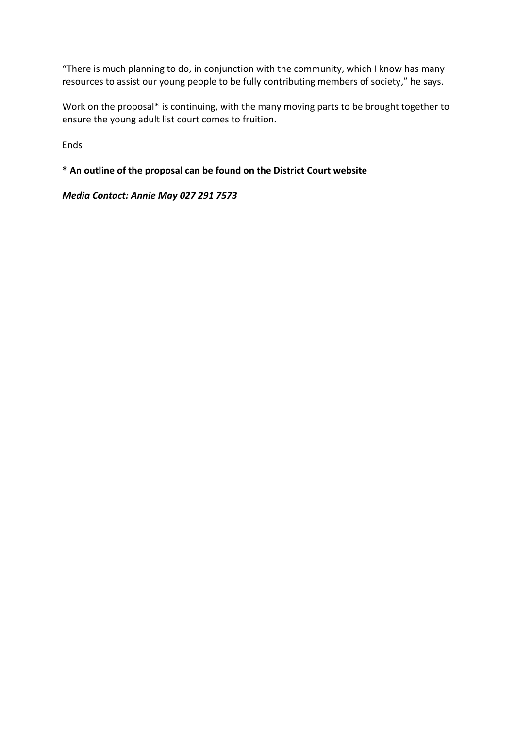“There is much planning to do, in conjunction with the community, which I know has many resources to assist our young people to be fully contributing members of society,” he says.

Work on the proposal* is continuing, with the many moving parts to be brought together to ensure the young adult list court comes to fruition.

Ends

**\* An outline of the proposal can be found on the District Court website**

***Media Contact: Annie May 027 291 7573***